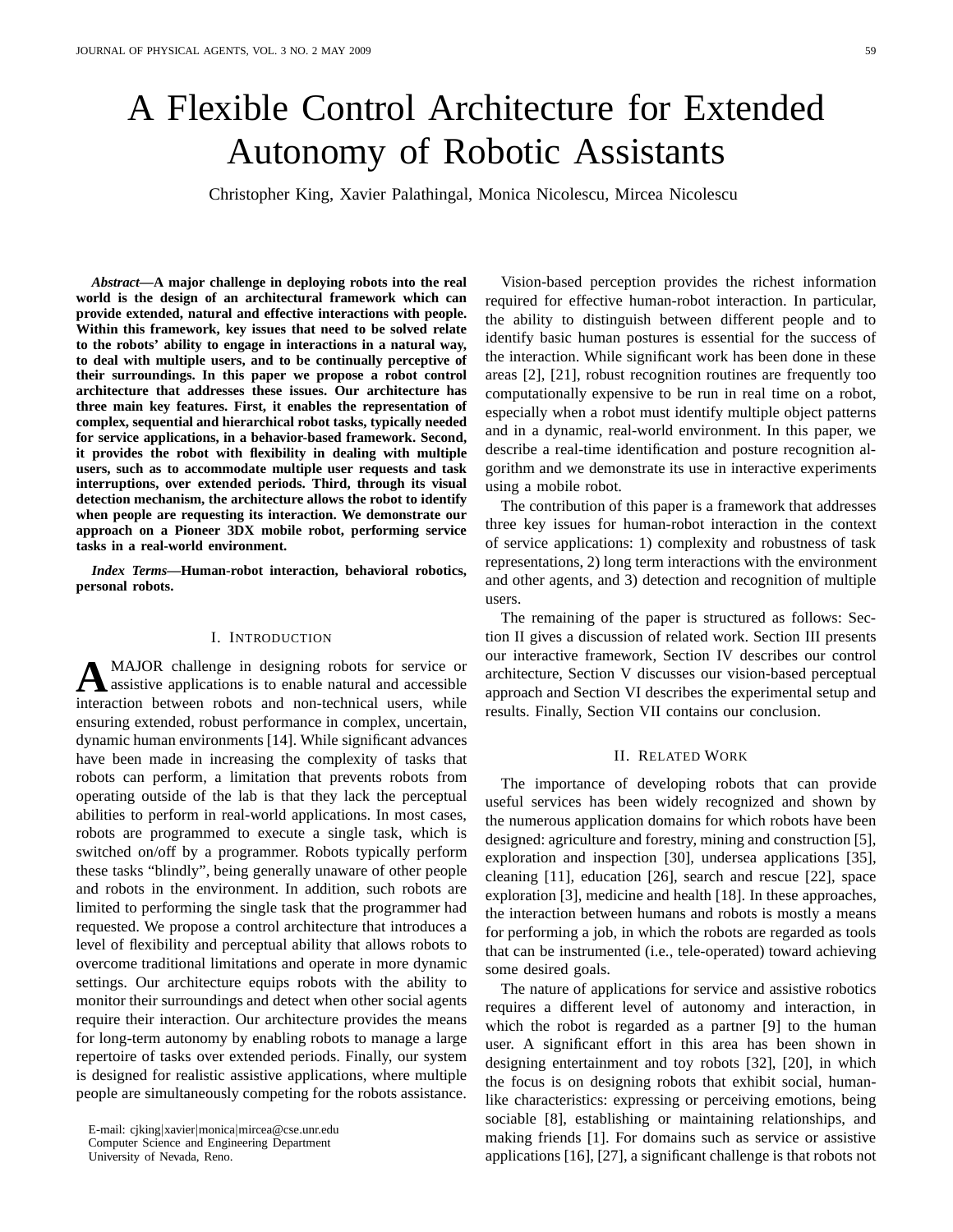# A Flexible Control Architecture for Extended Autonomy of Robotic Assistants

Christopher King, Xavier Palathingal, Monica Nicolescu, Mircea Nicolescu

***Abstract*—A major challenge in deploying robots into the real world is the design of an architectural framework which can provide extended, natural and effective interactions with people. Within this framework, key issues that need to be solved relate to the robots' ability to engage in interactions in a natural way, to deal with multiple users, and to be continually perceptive of their surroundings. In this paper we propose a robot control architecture that addresses these issues. Our architecture has three main key features. First, it enables the representation of complex, sequential and hierarchical robot tasks, typically needed for service applications, in a behavior-based framework. Second, it provides the robot with flexibility in dealing with multiple users, such as to accommodate multiple user requests and task interruptions, over extended periods. Third, through its visual detection mechanism, the architecture allows the robot to identify when people are requesting its interaction. We demonstrate our approach on a Pioneer 3DX mobile robot, performing service tasks in a real-world environment.**

***Index Terms*—Human-robot interaction, behavioral robotics, personal robots.**

## I. Introduction

A MAJOR challenge in designing robots for service or assistive applications is to enable natural and accessible interaction between robots and non-technical users, while ensuring extended, robust performance in complex, uncertain, dynamic human environments [14]. While significant advances have been made in increasing the complexity of tasks that robots can perform, a limitation that prevents robots from operating outside of the lab is that they lack the perceptual abilities to perform in real-world applications. In most cases, robots are programmed to execute a single task, which is switched on/off by a programmer. Robots typically perform these tasks "blindly", being generally unaware of other people and robots in the environment. In addition, such robots are limited to performing the single task that the programmer had requested. We propose a control architecture that introduces a level of flexibility and perceptual ability that allows robots to overcome traditional limitations and operate in more dynamic settings. Our architecture equips robots with the ability to monitor their surroundings and detect when other social agents require their interaction. Our architecture provides the means for long-term autonomy by enabling robots to manage a large repertoire of tasks over extended periods. Finally, our system is designed for realistic assistive applications, where multiple people are simultaneously competing for the robots assistance.

E-mail: cjking|xavier|monica|mircea@cse.unr.edu
Computer Science and Engineering Department
University of Nevada, Reno.

Vision-based perception provides the richest information required for effective human-robot interaction. In particular, the ability to distinguish between different people and to identify basic human postures is essential for the success of the interaction. While significant work has been done in these areas [2], [21], robust recognition routines are frequently too computationally expensive to be run in real time on a robot, especially when a robot must identify multiple object patterns and in a dynamic, real-world environment. In this paper, we describe a real-time identification and posture recognition algorithm and we demonstrate its use in interactive experiments using a mobile robot.

The contribution of this paper is a framework that addresses three key issues for human-robot interaction in the context of service applications: 1) complexity and robustness of task representations, 2) long term interactions with the environment and other agents, and 3) detection and recognition of multiple users.

The remaining of the paper is structured as follows: Section II gives a discussion of related work. Section III presents our interactive framework, Section IV describes our control architecture, Section V discusses our vision-based perceptual approach and Section VI describes the experimental setup and results. Finally, Section VII contains our conclusion.

## II. Related Work

The importance of developing robots that can provide useful services has been widely recognized and shown by the numerous application domains for which robots have been designed: agriculture and forestry, mining and construction [5], exploration and inspection [30], undersea applications [35], cleaning [11], education [26], search and rescue [22], space exploration [3], medicine and health [18]. In these approaches, the interaction between humans and robots is mostly a means for performing a job, in which the robots are regarded as tools that can be instrumented (i.e., tele-operated) toward achieving some desired goals.

The nature of applications for service and assistive robotics requires a different level of autonomy and interaction, in which the robot is regarded as a partner [9] to the human user. A significant effort in this area has been shown in designing entertainment and toy robots [32], [20], in which the focus is on designing robots that exhibit social, human-like characteristics: expressing or perceiving emotions, being sociable [8], establishing or maintaining relationships, and making friends [1]. For domains such as service or assistive applications [16], [27], a significant challenge is that robots not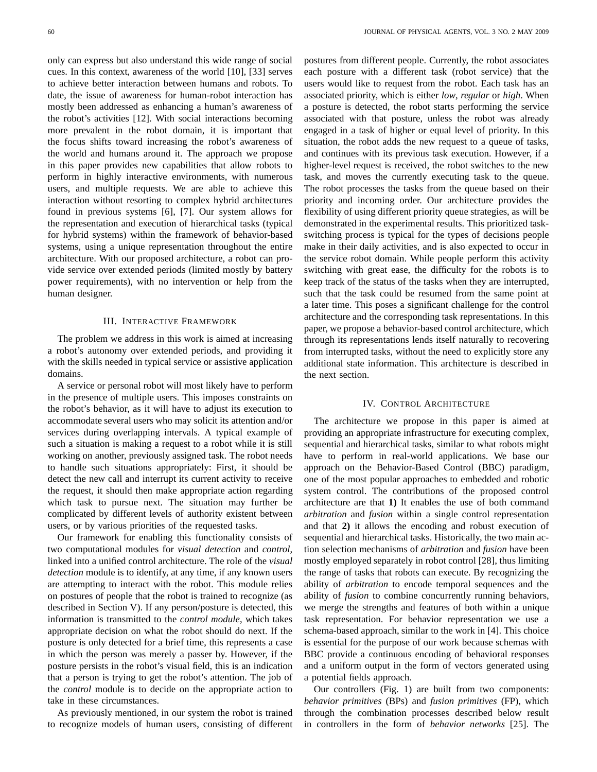only can express but also understand this wide range of social cues. In this context, awareness of the world [10], [33] serves to achieve better interaction between humans and robots. To date, the issue of awareness for human-robot interaction has mostly been addressed as enhancing a human's awareness of the robot's activities [12]. With social interactions becoming more prevalent in the robot domain, it is important that the focus shifts toward increasing the robot's awareness of the world and humans around it. The approach we propose in this paper provides new capabilities that allow robots to perform in highly interactive environments, with numerous users, and multiple requests. We are able to achieve this interaction without resorting to complex hybrid architectures found in previous systems [6], [7]. Our system allows for the representation and execution of hierarchical tasks (typical for hybrid systems) within the framework of behavior-based systems, using a unique representation throughout the entire architecture. With our proposed architecture, a robot can provide service over extended periods (limited mostly by battery power requirements), with no intervention or help from the human designer.

## III. Interactive Framework

The problem we address in this work is aimed at increasing a robot's autonomy over extended periods, and providing it with the skills needed in typical service or assistive application domains.

A service or personal robot will most likely have to perform in the presence of multiple users. This imposes constraints on the robot's behavior, as it will have to adjust its execution to accommodate several users who may solicit its attention and/or services during overlapping intervals. A typical example of such a situation is making a request to a robot while it is still working on another, previously assigned task. The robot needs to handle such situations appropriately: First, it should be detect the new call and interrupt its current activity to receive the request, it should then make appropriate action regarding which task to pursue next. The situation may further be complicated by different levels of authority existent between users, or by various priorities of the requested tasks.

Our framework for enabling this functionality consists of two computational modules for *visual detection* and *control*, linked into a unified control architecture. The role of the *visual detection* module is to identify, at any time, if any known users are attempting to interact with the robot. This module relies on postures of people that the robot is trained to recognize (as described in Section V). If any person/posture is detected, this information is transmitted to the *control module*, which takes appropriate decision on what the robot should do next. If the posture is only detected for a brief time, this represents a case in which the person was merely a passer by. However, if the posture persists in the robot's visual field, this is an indication that a person is trying to get the robot's attention. The job of the *control* module is to decide on the appropriate action to take in these circumstances.

As previously mentioned, in our system the robot is trained to recognize models of human users, consisting of different postures from different people. Currently, the robot associates each posture with a different task (robot service) that the users would like to request from the robot. Each task has an associated priority, which is either *low*, *regular* or *high*. When a posture is detected, the robot starts performing the service associated with that posture, unless the robot was already engaged in a task of higher or equal level of priority. In this situation, the robot adds the new request to a queue of tasks, and continues with its previous task execution. However, if a higher-level request is received, the robot switches to the new task, and moves the currently executing task to the queue. The robot processes the tasks from the queue based on their priority and incoming order. Our architecture provides the flexibility of using different priority queue strategies, as will be demonstrated in the experimental results. This prioritized task-switching process is typical for the types of decisions people make in their daily activities, and is also expected to occur in the service robot domain. While people perform this activity switching with great ease, the difficulty for the robots is to keep track of the status of the tasks when they are interrupted, such that the task could be resumed from the same point at a later time. This poses a significant challenge for the control architecture and the corresponding task representations. In this paper, we propose a behavior-based control architecture, which through its representations lends itself naturally to recovering from interrupted tasks, without the need to explicitly store any additional state information. This architecture is described in the next section.

## IV. Control Architecture

The architecture we propose in this paper is aimed at providing an appropriate infrastructure for executing complex, sequential and hierarchical tasks, similar to what robots might have to perform in real-world applications. We base our approach on the Behavior-Based Control (BBC) paradigm, one of the most popular approaches to embedded and robotic system control. The contributions of the proposed control architecture are that **1)** It enables the use of both command *arbitration* and *fusion* within a single control representation and that **2)** it allows the encoding and robust execution of sequential and hierarchical tasks. Historically, the two main action selection mechanisms of *arbitration* and *fusion* have been mostly employed separately in robot control [28], thus limiting the range of tasks that robots can execute. By recognizing the ability of *arbitration* to encode temporal sequences and the ability of *fusion* to combine concurrently running behaviors, we merge the strengths and features of both within a unique task representation. For behavior representation we use a schema-based approach, similar to the work in [4]. This choice is essential for the purpose of our work because schemas with BBC provide a continuous encoding of behavioral responses and a uniform output in the form of vectors generated using a potential fields approach.

Our controllers (Fig. 1) are built from two components: *behavior primitives* (BPs) and *fusion primitives* (FP), which through the combination processes described below result in controllers in the form of *behavior networks* [25]. The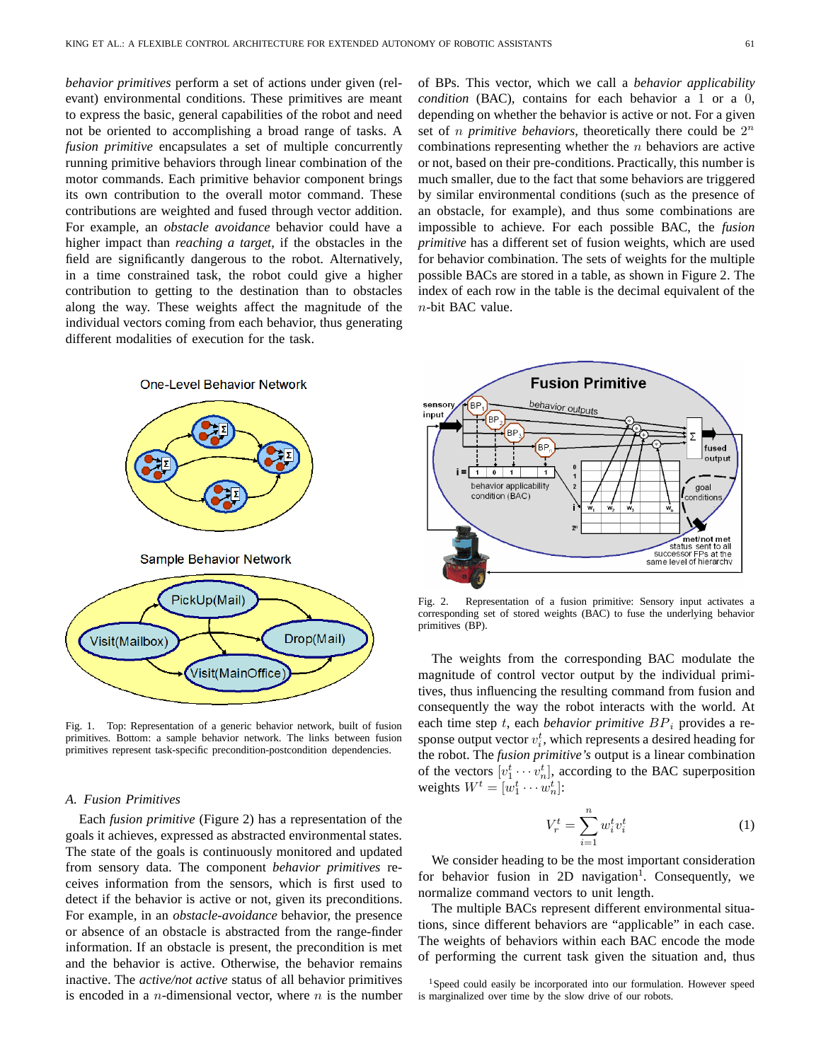*behavior primitives* perform a set of actions under given (relevant) environmental conditions. These primitives are meant to express the basic, general capabilities of the robot and need not be oriented to accomplishing a broad range of tasks. A *fusion primitive* encapsulates a set of multiple concurrently running primitive behaviors through linear combination of the motor commands. Each primitive behavior component brings its own contribution to the overall motor command. These contributions are weighted and fused through vector addition. For example, an *obstacle avoidance* behavior could have a higher impact than *reaching a target*, if the obstacles in the field are significantly dangerous to the robot. Alternatively, in a time constrained task, the robot could give a higher contribution to getting to the destination than to obstacles along the way. These weights affect the magnitude of the individual vectors coming from each behavior, thus generating different modalities of execution for the task.

Fig. 1. Top: Representation of a generic behavior network, built of fusion primitives. Bottom: a sample behavior network. The links between fusion primitives represent task-specific precondition-postcondition dependencies.

### A. Fusion Primitives

Each *fusion primitive* (Figure 2) has a representation of the goals it achieves, expressed as abstracted environmental states. The state of the goals is continuously monitored and updated from sensory data. The component *behavior primitives* receives information from the sensors, which is first used to detect if the behavior is active or not, given its preconditions. For example, in an *obstacle-avoidance* behavior, the presence or absence of an obstacle is abstracted from the range-finder information. If an obstacle is present, the precondition is met and the behavior is active. Otherwise, the behavior remains inactive. The *active/not active* status of all behavior primitives is encoded in a $n$-dimensional vector, where $n$ is the number of BPs. This vector, which we call a *behavior applicability condition* (BAC), contains for each behavior a $1$ or a $0$, depending on whether the behavior is active or not. For a given set of $n$ *primitive behaviors*, theoretically there could be $2^n$ combinations representing whether the $n$ behaviors are active or not, based on their pre-conditions. Practically, this number is much smaller, due to the fact that some behaviors are triggered by similar environmental conditions (such as the presence of an obstacle, for example), and thus some combinations are impossible to achieve. For each possible BAC, the *fusion primitive* has a different set of fusion weights, which are used for behavior combination. The sets of weights for the multiple possible BACs are stored in a table, as shown in Figure 2. The index of each row in the table is the decimal equivalent of the $n$-bit BAC value.

Fig. 2. Representation of a fusion primitive: Sensory input activates a corresponding set of stored weights (BAC) to fuse the underlying behavior primitives (BP).

The weights from the corresponding BAC modulate the magnitude of control vector output by the individual primitives, thus influencing the resulting command from fusion and consequently the way the robot interacts with the world. At each time step $t$, each *behavior primitive* $BP_i$ provides a response output vector $v_i^t$, which represents a desired heading for the robot. The *fusion primitive's* output is a linear combination of the vectors $[v_1^t \cdots v_n^t]$, according to the BAC superposition weights $W^t = [w_1^t \cdots w_n^t]$:

$$V_r^t = \sum_{i=1}^{n} w_i^t v_i^t \qquad (1)$$

We consider heading to be the most important consideration for behavior fusion in 2D navigation[1]. Consequently, we normalize command vectors to unit length.

The multiple BACs represent different environmental situations, since different behaviors are "applicable" in each case. The weights of behaviors within each BAC encode the mode of performing the current task given the situation and, thus

[1]Speed could easily be incorporated into our formulation. However speed is marginalized over time by the slow drive of our robots.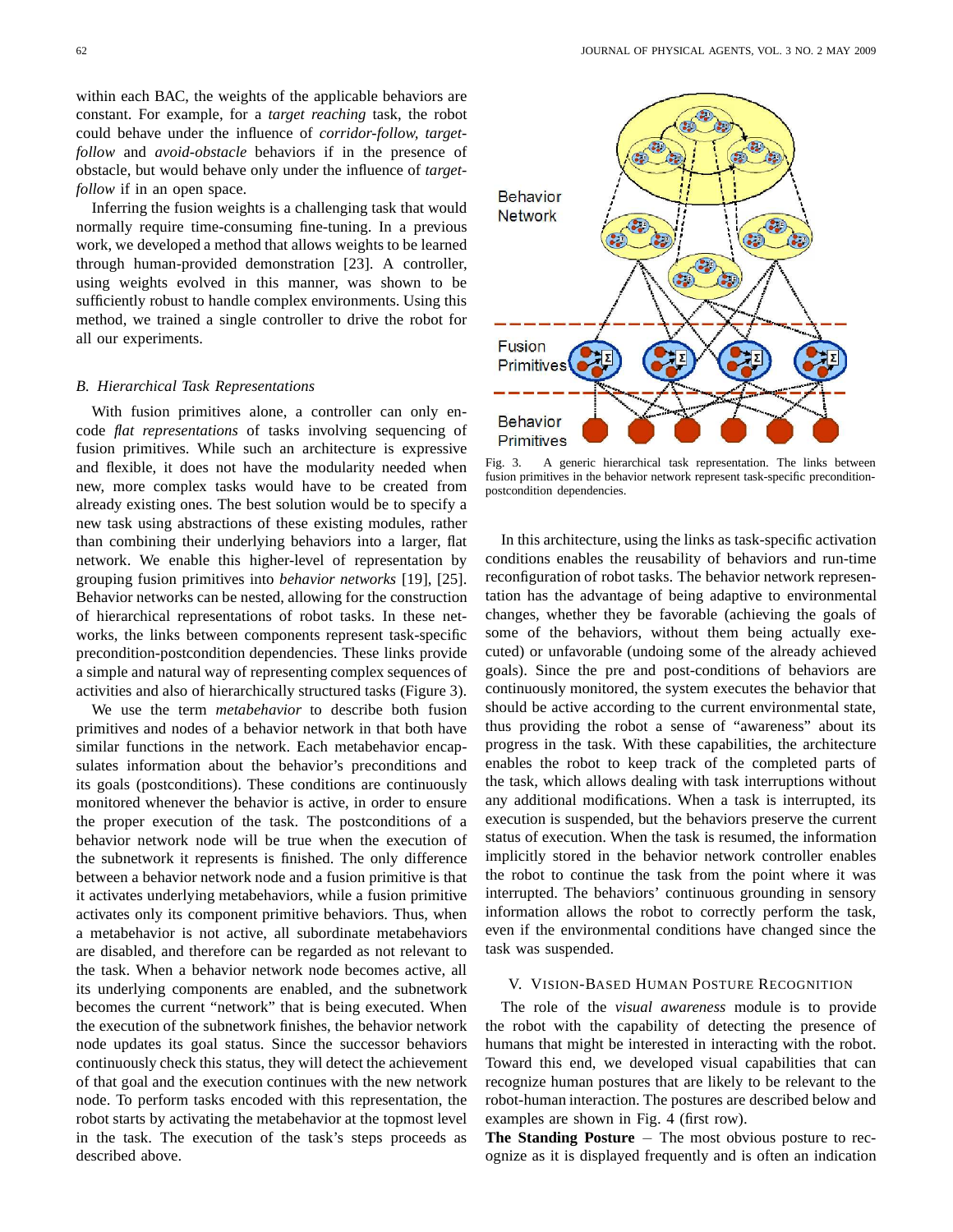within each BAC, the weights of the applicable behaviors are constant. For example, for a *target reaching* task, the robot could behave under the influence of *corridor-follow, target-follow* and *avoid-obstacle* behaviors if in the presence of obstacle, but would behave only under the influence of *target-follow* if in an open space.

Inferring the fusion weights is a challenging task that would normally require time-consuming fine-tuning. In a previous work, we developed a method that allows weights to be learned through human-provided demonstration [23]. A controller, using weights evolved in this manner, was shown to be sufficiently robust to handle complex environments. Using this method, we trained a single controller to drive the robot for all our experiments.

### B. Hierarchical Task Representations

With fusion primitives alone, a controller can only encode *flat representations* of tasks involving sequencing of fusion primitives. While such an architecture is expressive and flexible, it does not have the modularity needed when new, more complex tasks would have to be created from already existing ones. The best solution would be to specify a new task using abstractions of these existing modules, rather than combining their underlying behaviors into a larger, flat network. We enable this higher-level of representation by grouping fusion primitives into *behavior networks* [19], [25]. Behavior networks can be nested, allowing for the construction of hierarchical representations of robot tasks. In these networks, the links between components represent task-specific precondition-postcondition dependencies. These links provide a simple and natural way of representing complex sequences of activities and also of hierarchically structured tasks (Figure 3).

We use the term *metabehavior* to describe both fusion primitives and nodes of a behavior network in that both have similar functions in the network. Each metabehavior encapsulates information about the behavior's preconditions and its goals (postconditions). These conditions are continuously monitored whenever the behavior is active, in order to ensure the proper execution of the task. The postconditions of a behavior network node will be true when the execution of the subnetwork it represents is finished. The only difference between a behavior network node and a fusion primitive is that it activates underlying metabehaviors, while a fusion primitive activates only its component primitive behaviors. Thus, when a metabehavior is not active, all subordinate metabehaviors are disabled, and therefore can be regarded as not relevant to the task. When a behavior network node becomes active, all its underlying components are enabled, and the subnetwork becomes the current "network" that is being executed. When the execution of the subnetwork finishes, the behavior network node updates its goal status. Since the successor behaviors continuously check this status, they will detect the achievement of that goal and the execution continues with the new network node. To perform tasks encoded with this representation, the robot starts by activating the metabehavior at the topmost level in the task. The execution of the task's steps proceeds as described above.

Fig. 3. A generic hierarchical task representation. The links between fusion primitives in the behavior network represent task-specific precondition-postcondition dependencies.

In this architecture, using the links as task-specific activation conditions enables the reusability of behaviors and run-time reconfiguration of robot tasks. The behavior network representation has the advantage of being adaptive to environmental changes, whether they be favorable (achieving the goals of some of the behaviors, without them being actually executed) or unfavorable (undoing some of the already achieved goals). Since the pre and post-conditions of behaviors are continuously monitored, the system executes the behavior that should be active according to the current environmental state, thus providing the robot a sense of "awareness" about its progress in the task. With these capabilities, the architecture enables the robot to keep track of the completed parts of the task, which allows dealing with task interruptions without any additional modifications. When a task is interrupted, its execution is suspended, but the behaviors preserve the current status of execution. When the task is resumed, the information implicitly stored in the behavior network controller enables the robot to continue the task from the point where it was interrupted. The behaviors' continuous grounding in sensory information allows the robot to correctly perform the task, even if the environmental conditions have changed since the task was suspended.

## V. Vision-Based Human Posture Recognition

The role of the *visual awareness* module is to provide the robot with the capability of detecting the presence of humans that might be interested in interacting with the robot. Toward this end, we developed visual capabilities that can recognize human postures that are likely to be relevant to the robot-human interaction. The postures are described below and examples are shown in Fig. 4 (first row).

**The Standing Posture** – The most obvious posture to recognize as it is displayed frequently and is often an indication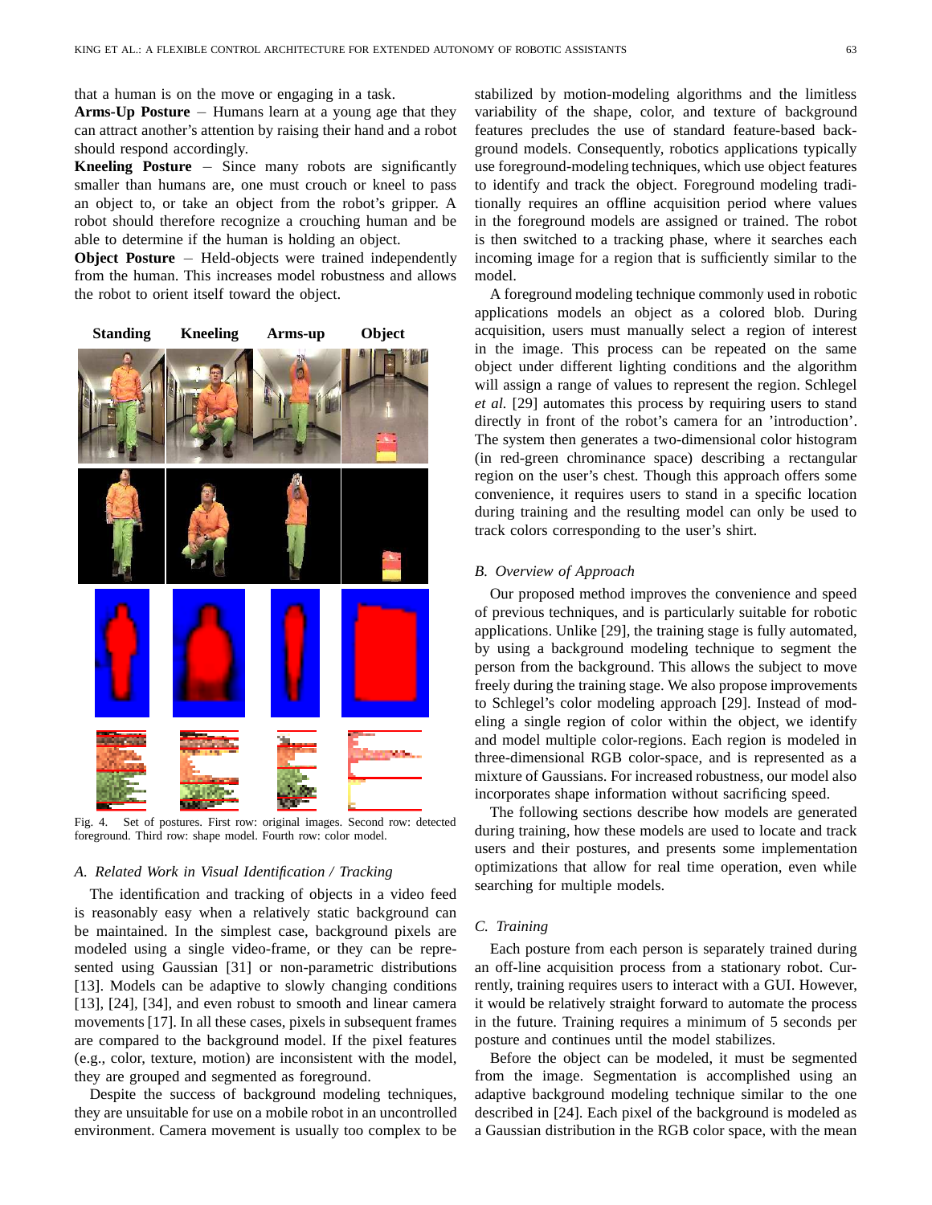that a human is on the move or engaging in a task.

**Arms-Up Posture** – Humans learn at a young age that they can attract another's attention by raising their hand and a robot should respond accordingly.

**Kneeling Posture** – Since many robots are significantly smaller than humans are, one must crouch or kneel to pass an object to, or take an object from the robot's gripper. A robot should therefore recognize a crouching human and be able to determine if the human is holding an object.

**Object Posture** – Held-objects were trained independently from the human. This increases model robustness and allows the robot to orient itself toward the object.

Standing Kneeling Arms-up Object

Fig. 4. Set of postures. First row: original images. Second row: detected foreground. Third row: shape model. Fourth row: color model.

### *A. Related Work in Visual Identification / Tracking*

The identification and tracking of objects in a video feed is reasonably easy when a relatively static background can be maintained. In the simplest case, background pixels are modeled using a single video-frame, or they can be represented using Gaussian [31] or non-parametric distributions [13]. Models can be adaptive to slowly changing conditions [13], [24], [34], and even robust to smooth and linear camera movements [17]. In all these cases, pixels in subsequent frames are compared to the background model. If the pixel features (e.g., color, texture, motion) are inconsistent with the model, they are grouped and segmented as foreground.

Despite the success of background modeling techniques, they are unsuitable for use on a mobile robot in an uncontrolled environment. Camera movement is usually too complex to be stabilized by motion-modeling algorithms and the limitless variability of the shape, color, and texture of background features precludes the use of standard feature-based background models. Consequently, robotics applications typically use foreground-modeling techniques, which use object features to identify and track the object. Foreground modeling traditionally requires an offline acquisition period where values in the foreground models are assigned or trained. The robot is then switched to a tracking phase, where it searches each incoming image for a region that is sufficiently similar to the model.

A foreground modeling technique commonly used in robotic applications models an object as a colored blob. During acquisition, users must manually select a region of interest in the image. This process can be repeated on the same object under different lighting conditions and the algorithm will assign a range of values to represent the region. Schlegel *et al.* [29] automates this process by requiring users to stand directly in front of the robot's camera for an 'introduction'. The system then generates a two-dimensional color histogram (in red-green chrominance space) describing a rectangular region on the user's chest. Though this approach offers some convenience, it requires users to stand in a specific location during training and the resulting model can only be used to track colors corresponding to the user's shirt.

### *B. Overview of Approach*

Our proposed method improves the convenience and speed of previous techniques, and is particularly suitable for robotic applications. Unlike [29], the training stage is fully automated, by using a background modeling technique to segment the person from the background. This allows the subject to move freely during the training stage. We also propose improvements to Schlegel's color modeling approach [29]. Instead of modeling a single region of color within the object, we identify and model multiple color-regions. Each region is modeled in three-dimensional RGB color-space, and is represented as a mixture of Gaussians. For increased robustness, our model also incorporates shape information without sacrificing speed.

The following sections describe how models are generated during training, how these models are used to locate and track users and their postures, and presents some implementation optimizations that allow for real time operation, even while searching for multiple models.

### *C. Training*

Each posture from each person is separately trained during an off-line acquisition process from a stationary robot. Currently, training requires users to interact with a GUI. However, it would be relatively straight forward to automate the process in the future. Training requires a minimum of 5 seconds per posture and continues until the model stabilizes.

Before the object can be modeled, it must be segmented from the image. Segmentation is accomplished using an adaptive background modeling technique similar to the one described in [24]. Each pixel of the background is modeled as a Gaussian distribution in the RGB color space, with the mean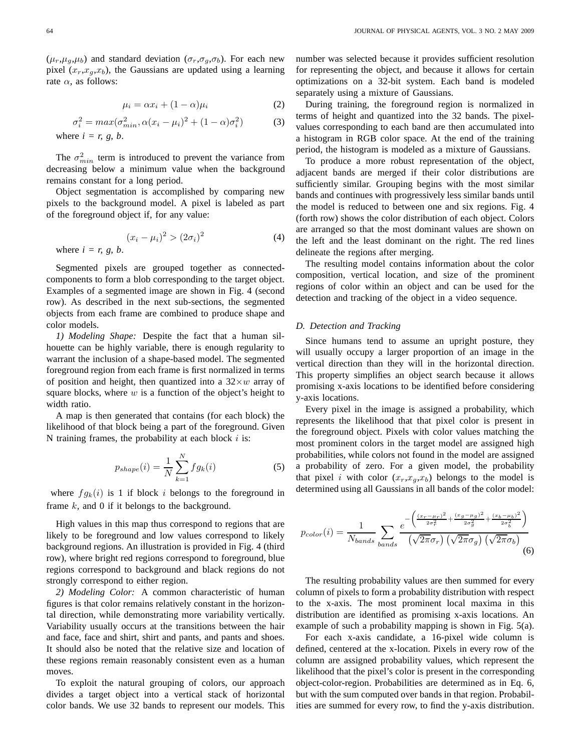($\mu_r$,$\mu_g$,$\mu_b$) and standard deviation ($\sigma_r$,$\sigma_g$,$\sigma_b$). For each new pixel ($x_r$,$x_g$,$x_b$), the Gaussians are updated using a learning rate $\alpha$, as follows:

$$\mu_i = \alpha x_i + (1-\alpha)\mu_i \tag{2}$$

$$\sigma_i^2 = max(\sigma_{min}^2, \alpha(x_i - \mu_i)^2 + (1-\alpha)\sigma_i^2) \tag{3}$$

where $i$ = *r*, *g*, *b*.

The $\sigma_{min}^2$ term is introduced to prevent the variance from decreasing below a minimum value when the background remains constant for a long period.

Object segmentation is accomplished by comparing new pixels to the background model. A pixel is labeled as part of the foreground object if, for any value:

$$(x_i - \mu_i)^2 > (2\sigma_i)^2 \tag{4}$$

where $i$ = *r*, *g*, *b*.

Segmented pixels are grouped together as connected-components to form a blob corresponding to the target object. Examples of a segmented image are shown in Fig. 4 (second row). As described in the next sub-sections, the segmented objects from each frame are combined to produce shape and color models.

*1) Modeling Shape:* Despite the fact that a human silhouette can be highly variable, there is enough regularity to warrant the inclusion of a shape-based model. The segmented foreground region from each frame is first normalized in terms of position and height, then quantized into a $32\times w$ array of square blocks, where $w$ is a function of the object's height to width ratio.

A map is then generated that contains (for each block) the likelihood of that block being a part of the foreground. Given N training frames, the probability at each block $i$ is:

$$p_{shape}(i) = \frac{1}{N}\sum_{k=1}^{N} fg_k(i) \tag{5}$$

where $fg_k(i)$ is 1 if block $i$ belongs to the foreground in frame $k$, and 0 if it belongs to the background.

High values in this map thus correspond to regions that are likely to be foreground and low values correspond to likely background regions. An illustration is provided in Fig. 4 (third row), where bright red regions correspond to foreground, blue regions correspond to background and black regions do not strongly correspond to either region.

*2) Modeling Color:* A common characteristic of human figures is that color remains relatively constant in the horizontal direction, while demonstrating more variability vertically. Variability usually occurs at the transitions between the hair and face, face and shirt, shirt and pants, and pants and shoes. It should also be noted that the relative size and location of these regions remain reasonably consistent even as a human moves.

To exploit the natural grouping of colors, our approach divides a target object into a vertical stack of horizontal color bands. We use 32 bands to represent our models. This number was selected because it provides sufficient resolution for representing the object, and because it allows for certain optimizations on a 32-bit system. Each band is modeled separately using a mixture of Gaussians.

During training, the foreground region is normalized in terms of height and quantized into the 32 bands. The pixel-values corresponding to each band are then accumulated into a histogram in RGB color space. At the end of the training period, the histogram is modeled as a mixture of Gaussians.

To produce a more robust representation of the object, adjacent bands are merged if their color distributions are sufficiently similar. Grouping begins with the most similar bands and continues with progressively less similar bands until the model is reduced to between one and six regions. Fig. 4 (forth row) shows the color distribution of each object. Colors are arranged so that the most dominant values are shown on the left and the least dominant on the right. The red lines delineate the regions after merging.

The resulting model contains information about the color composition, vertical location, and size of the prominent regions of color within an object and can be used for the detection and tracking of the object in a video sequence.

### D. Detection and Tracking

Since humans tend to assume an upright posture, they will usually occupy a larger proportion of an image in the vertical direction than they will in the horizontal direction. This property simplifies an object search because it allows promising x-axis locations to be identified before considering y-axis locations.

Every pixel in the image is assigned a probability, which represents the likelihood that that pixel color is present in the foreground object. Pixels with color values matching the most prominent colors in the target model are assigned high probabilities, while colors not found in the model are assigned a probability of zero. For a given model, the probability that pixel $i$ with color ($x_r$,$x_g$,$x_b$) belongs to the model is determined using all Gaussians in all bands of the color model:

$$p_{color}(i) = \frac{1}{N_{bands}}\sum_{bands}\frac{e^{-\left(\frac{(x_r-\mu_r)^2}{2\sigma_r^2}+\frac{(x_g-\mu_g)^2}{2\sigma_g^2}+\frac{(x_b-\mu_b)^2}{2\sigma_b^2}\right)}}{\left(\sqrt{2\pi}\sigma_r\right)\left(\sqrt{2\pi}\sigma_g\right)\left(\sqrt{2\pi}\sigma_b\right)} \tag{6}$$

The resulting probability values are then summed for every column of pixels to form a probability distribution with respect to the x-axis. The most prominent local maxima in this distribution are identified as promising x-axis locations. An example of such a probability mapping is shown in Fig. 5(a).

For each x-axis candidate, a 16-pixel wide column is defined, centered at the x-location. Pixels in every row of the column are assigned probability values, which represent the likelihood that the pixel's color is present in the corresponding object-color-region. Probabilities are determined as in Eq. 6, but with the sum computed over bands in that region. Probabilities are summed for every row, to find the y-axis distribution.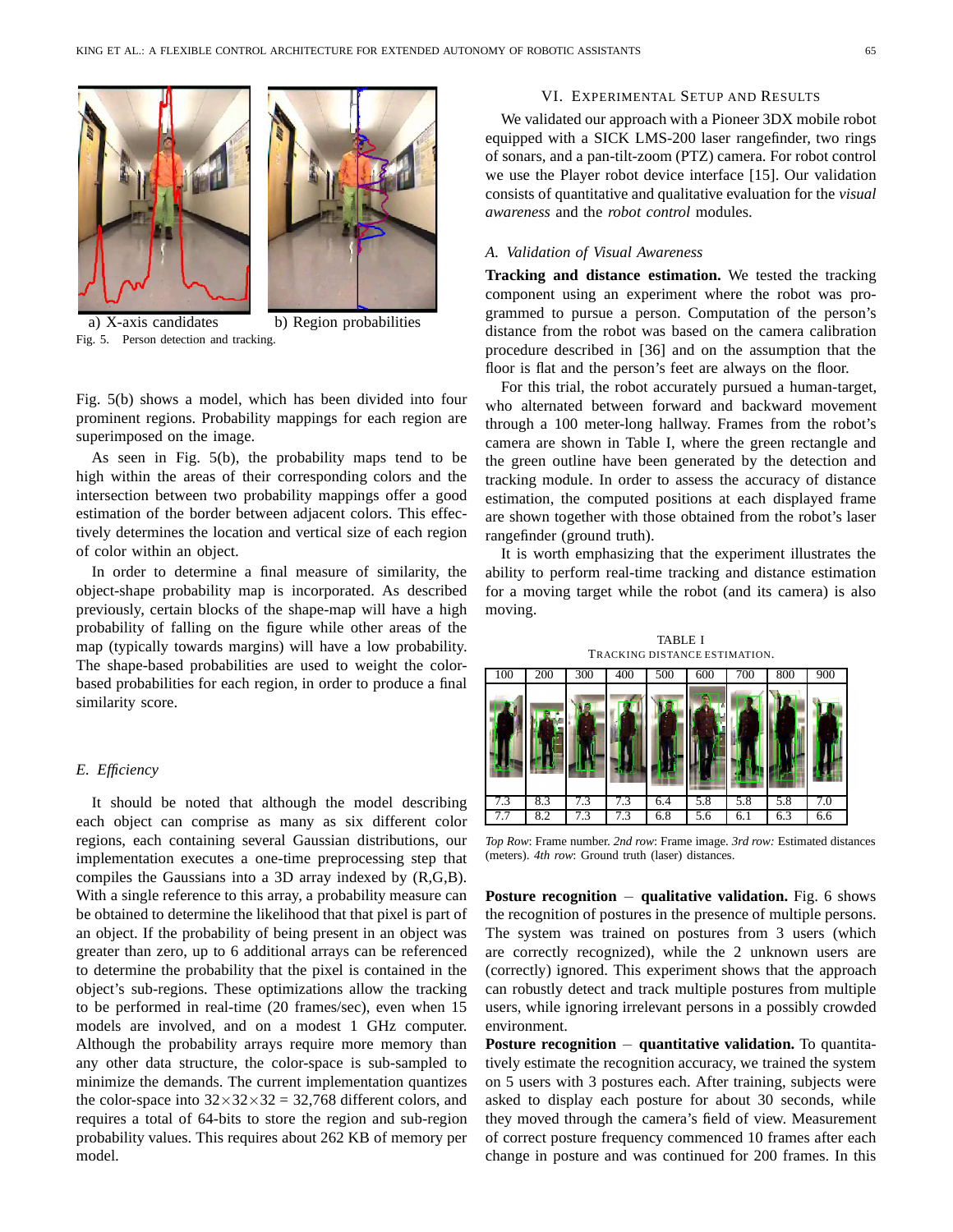a) X-axis candidates b) Region probabilities

Fig. 5. Person detection and tracking.

Fig. 5(b) shows a model, which has been divided into four prominent regions. Probability mappings for each region are superimposed on the image.

As seen in Fig. 5(b), the probability maps tend to be high within the areas of their corresponding colors and the intersection between two probability mappings offer a good estimation of the border between adjacent colors. This effectively determines the location and vertical size of each region of color within an object.

In order to determine a final measure of similarity, the object-shape probability map is incorporated. As described previously, certain blocks of the shape-map will have a high probability of falling on the figure while other areas of the map (typically towards margins) will have a low probability. The shape-based probabilities are used to weight the color-based probabilities for each region, in order to produce a final similarity score.

### *E. Efficiency*

It should be noted that although the model describing each object can comprise as many as six different color regions, each containing several Gaussian distributions, our implementation executes a one-time preprocessing step that compiles the Gaussians into a 3D array indexed by (R,G,B). With a single reference to this array, a probability measure can be obtained to determine the likelihood that that pixel is part of an object. If the probability of being present in an object was greater than zero, up to 6 additional arrays can be referenced to determine the probability that the pixel is contained in the object's sub-regions. These optimizations allow the tracking to be performed in real-time (20 frames/sec), even when 15 models are involved, and on a modest 1 GHz computer. Although the probability arrays require more memory than any other data structure, the color-space is sub-sampled to minimize the demands. The current implementation quantizes the color-space into $32\times32\times32$ = 32,768 different colors, and requires a total of 64-bits to store the region and sub-region probability values. This requires about 262 KB of memory per model.

## VI. Experimental Setup and Results

We validated our approach with a Pioneer 3DX mobile robot equipped with a SICK LMS-200 laser rangefinder, two rings of sonars, and a pan-tilt-zoom (PTZ) camera. For robot control we use the Player robot device interface [15]. Our validation consists of quantitative and qualitative evaluation for the *visual awareness* and the *robot control* modules.

### *A. Validation of Visual Awareness*

**Tracking and distance estimation.** We tested the tracking component using an experiment where the robot was programmed to pursue a person. Computation of the person's distance from the robot was based on the camera calibration procedure described in [36] and on the assumption that the floor is flat and the person's feet are always on the floor.

For this trial, the robot accurately pursued a human-target, who alternated between forward and backward movement through a 100 meter-long hallway. Frames from the robot's camera are shown in Table I, where the green rectangle and the green outline have been generated by the detection and tracking module. In order to assess the accuracy of distance estimation, the computed positions at each displayed frame are shown together with those obtained from the robot's laser rangefinder (ground truth).

It is worth emphasizing that the experiment illustrates the ability to perform real-time tracking and distance estimation for a moving target while the robot (and its camera) is also moving.

TABLE I
Tracking distance estimation.

| 100 | 200 | 300 | 400 | 500 | 600 | 700 | 800 | 900 |
|---|---|---|---|---|---|---|---|---|
| | | | | | | | | |
| 7.3 | 8.3 | 7.3 | 7.3 | 6.4 | 5.8 | 5.8 | 5.8 | 7.0 |
| 7.7 | 8.2 | 7.3 | 7.3 | 6.8 | 5.6 | 6.1 | 6.3 | 6.6 |

*Top Row*: Frame number. *2nd row*: Frame image. *3rd row:* Estimated distances (meters). *4th row*: Ground truth (laser) distances.

**Posture recognition – qualitative validation.** Fig. 6 shows the recognition of postures in the presence of multiple persons. The system was trained on postures from 3 users (which are correctly recognized), while the 2 unknown users are (correctly) ignored. This experiment shows that the approach can robustly detect and track multiple postures from multiple users, while ignoring irrelevant persons in a possibly crowded environment.

**Posture recognition – quantitative validation.** To quantitatively estimate the recognition accuracy, we trained the system on 5 users with 3 postures each. After training, subjects were asked to display each posture for about 30 seconds, while they moved through the camera's field of view. Measurement of correct posture frequency commenced 10 frames after each change in posture and was continued for 200 frames. In this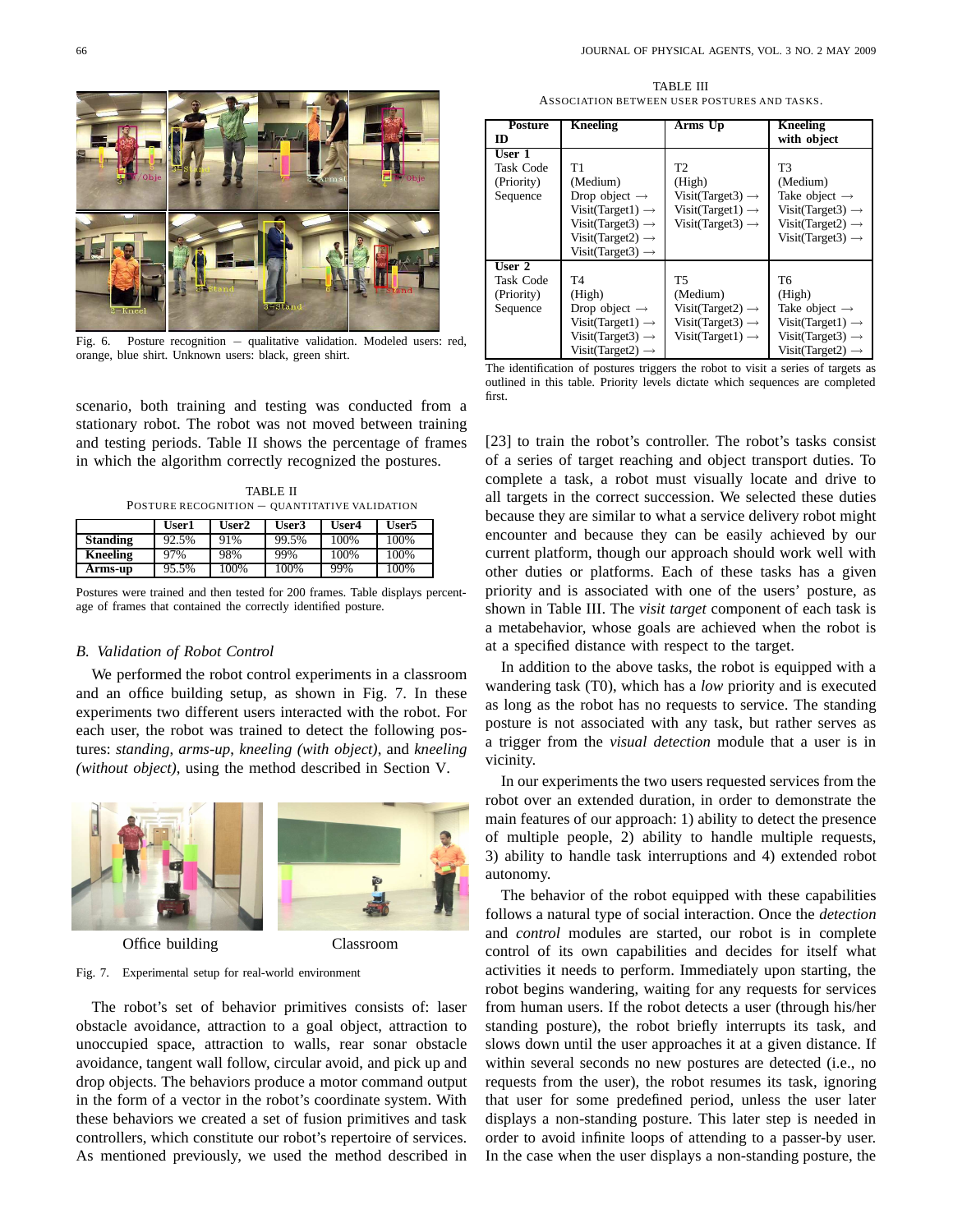Fig. 6. Posture recognition – qualitative validation. Modeled users: red, orange, blue shirt. Unknown users: black, green shirt.

scenario, both training and testing was conducted from a stationary robot. The robot was not moved between training and testing periods. Table II shows the percentage of frames in which the algorithm correctly recognized the postures.

TABLE II
POSTURE RECOGNITION – QUANTITATIVE VALIDATION

| | User1 | User2 | User3 | User4 | User5 |
|---|---|---|---|---|---|
| **Standing** | 92.5% | 91% | 99.5% | 100% | 100% |
| **Kneeling** | 97% | 98% | 99% | 100% | 100% |
| **Arms-up** | 95.5% | 100% | 100% | 99% | 100% |

Postures were trained and then tested for 200 frames. Table displays percentage of frames that contained the correctly identified posture.

### B. Validation of Robot Control

We performed the robot control experiments in a classroom and an office building setup, as shown in Fig. 7. In these experiments two different users interacted with the robot. For each user, the robot was trained to detect the following postures: *standing*, *arms-up*, *kneeling (with object)*, and *kneeling (without object)*, using the method described in Section V.

Office building    Classroom

Fig. 7. Experimental setup for real-world environment

The robot's set of behavior primitives consists of: laser obstacle avoidance, attraction to a goal object, attraction to unoccupied space, attraction to walls, rear sonar obstacle avoidance, tangent wall follow, circular avoid, and pick up and drop objects. The behaviors produce a motor command output in the form of a vector in the robot's coordinate system. With these behaviors we created a set of fusion primitives and task controllers, which constitute our robot's repertoire of services. As mentioned previously, we used the method described in [23] to train the robot's controller. The robot's tasks consist of a series of target reaching and object transport duties. To complete a task, a robot must visually locate and drive to all targets in the correct succession. We selected these duties because they are similar to what a service delivery robot might encounter and because they can be easily achieved by our current platform, though our approach should work well with other duties or platforms. Each of these tasks has a given priority and is associated with one of the users' posture, as shown in Table III. The *visit target* component of each task is a metabehavior, whose goals are achieved when the robot is at a specified distance with respect to the target.

TABLE III
ASSOCIATION BETWEEN USER POSTURES AND TASKS.

| Posture ID | Kneeling | Arms Up | Kneeling with object |
|---|---|---|---|
| **User 1** | | | |
| Task Code | T1 | T2 | T3 |
| (Priority) | (Medium) | (High) | (Medium) |
| Sequence | Drop object → Visit(Target1) → Visit(Target3) → Visit(Target2) → Visit(Target3) → | Visit(Target3) → Visit(Target1) → Visit(Target3) → | Take object → Visit(Target3) → Visit(Target2) → Visit(Target3) → |
| **User 2** | | | |
| Task Code | T4 | T5 | T6 |
| (Priority) | (High) | (Medium) | (High) |
| Sequence | Drop object → Visit(Target1) → Visit(Target3) → Visit(Target2) → | Visit(Target2) → Visit(Target3) → Visit(Target1) → | Take object → Visit(Target1) → Visit(Target3) → Visit(Target2) → |

The identification of postures triggers the robot to visit a series of targets as outlined in this table. Priority levels dictate which sequences are completed first.

In addition to the above tasks, the robot is equipped with a wandering task (T0), which has a *low* priority and is executed as long as the robot has no requests to service. The standing posture is not associated with any task, but rather serves as a trigger from the *visual detection* module that a user is in vicinity.

In our experiments the two users requested services from the robot over an extended duration, in order to demonstrate the main features of our approach: 1) ability to detect the presence of multiple people, 2) ability to handle multiple requests, 3) ability to handle task interruptions and 4) extended robot autonomy.

The behavior of the robot equipped with these capabilities follows a natural type of social interaction. Once the *detection* and *control* modules are started, our robot is in complete control of its own capabilities and decides for itself what activities it needs to perform. Immediately upon starting, the robot begins wandering, waiting for any requests for services from human users. If the robot detects a user (through his/her standing posture), the robot briefly interrupts its task, and slows down until the user approaches it at a given distance. If within several seconds no new postures are detected (i.e., no requests from the user), the robot resumes its task, ignoring that user for some predefined period, unless the user later displays a non-standing posture. This later step is needed in order to avoid infinite loops of attending to a passer-by user. In the case when the user displays a non-standing posture, the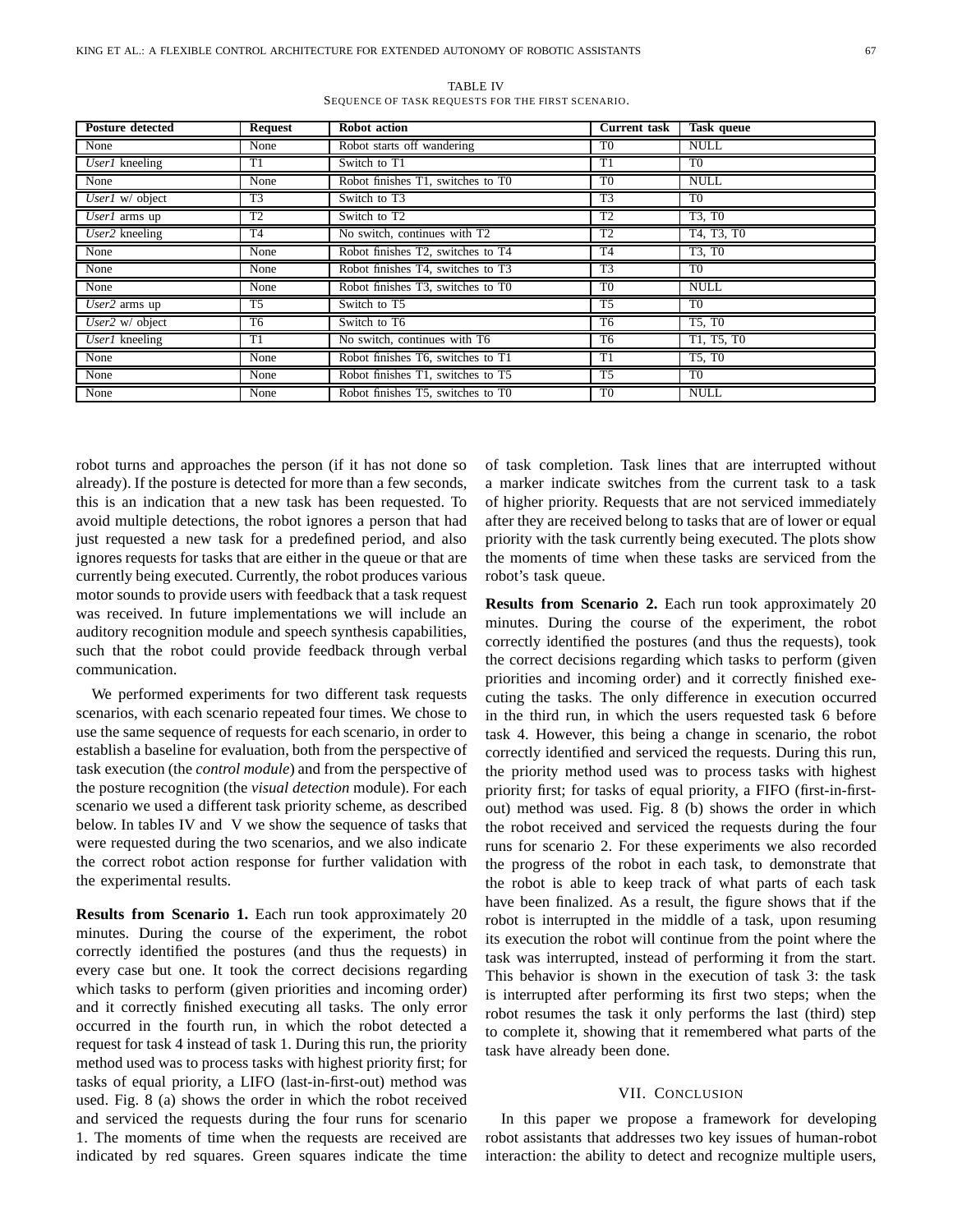TABLE IV
SEQUENCE OF TASK REQUESTS FOR THE FIRST SCENARIO.

| Posture detected | Request | Robot action | Current task | Task queue |
|---|---|---|---|---|
| None | None | Robot starts off wandering | T0 | NULL |
| *User1* kneeling | T1 | Switch to T1 | T1 | T0 |
| None | None | Robot finishes T1, switches to T0 | T0 | NULL |
| *User1* w/ object | T3 | Switch to T3 | T3 | T0 |
| *User1* arms up | T2 | Switch to T2 | T2 | T3, T0 |
| *User2* kneeling | T4 | No switch, continues with T2 | T2 | T4, T3, T0 |
| None | None | Robot finishes T2, switches to T4 | T4 | T3, T0 |
| None | None | Robot finishes T4, switches to T3 | T3 | T0 |
| None | None | Robot finishes T3, switches to T0 | T0 | NULL |
| *User2* arms up | T5 | Switch to T5 | T5 | T0 |
| *User2* w/ object | T6 | Switch to T6 | T6 | T5, T0 |
| *User1* kneeling | T1 | No switch, continues with T6 | T6 | T1, T5, T0 |
| None | None | Robot finishes T6, switches to T1 | T1 | T5, T0 |
| None | None | Robot finishes T1, switches to T5 | T5 | T0 |
| None | None | Robot finishes T5, switches to T0 | T0 | NULL |

robot turns and approaches the person (if it has not done so already). If the posture is detected for more than a few seconds, this is an indication that a new task has been requested. To avoid multiple detections, the robot ignores a person that had just requested a new task for a predefined period, and also ignores requests for tasks that are either in the queue or that are currently being executed. Currently, the robot produces various motor sounds to provide users with feedback that a task request was received. In future implementations we will include an auditory recognition module and speech synthesis capabilities, such that the robot could provide feedback through verbal communication.

We performed experiments for two different task requests scenarios, with each scenario repeated four times. We chose to use the same sequence of requests for each scenario, in order to establish a baseline for evaluation, both from the perspective of task execution (the *control module*) and from the perspective of the posture recognition (the *visual detection* module). For each scenario we used a different task priority scheme, as described below. In tables IV and V we show the sequence of tasks that were requested during the two scenarios, and we also indicate the correct robot action response for further validation with the experimental results.

**Results from Scenario 1.** Each run took approximately 20 minutes. During the course of the experiment, the robot correctly identified the postures (and thus the requests) in every case but one. It took the correct decisions regarding which tasks to perform (given priorities and incoming order) and it correctly finished executing all tasks. The only error occurred in the fourth run, in which the robot detected a request for task 4 instead of task 1. During this run, the priority method used was to process tasks with highest priority first; for tasks of equal priority, a LIFO (last-in-first-out) method was used. Fig. 8 (a) shows the order in which the robot received and serviced the requests during the four runs for scenario 1. The moments of time when the requests are received are indicated by red squares. Green squares indicate the time of task completion. Task lines that are interrupted without a marker indicate switches from the current task to a task of higher priority. Requests that are not serviced immediately after they are received belong to tasks that are of lower or equal priority with the task currently being executed. The plots show the moments of time when these tasks are serviced from the robot's task queue.

**Results from Scenario 2.** Each run took approximately 20 minutes. During the course of the experiment, the robot correctly identified the postures (and thus the requests), took the correct decisions regarding which tasks to perform (given priorities and incoming order) and it correctly finished executing the tasks. The only difference in execution occurred in the third run, in which the users requested task 6 before task 4. However, this being a change in scenario, the robot correctly identified and serviced the requests. During this run, the priority method used was to process tasks with highest priority first; for tasks of equal priority, a FIFO (first-in-first-out) method was used. Fig. 8 (b) shows the order in which the robot received and serviced the requests during the four runs for scenario 2. For these experiments we also recorded the progress of the robot in each task, to demonstrate that the robot is able to keep track of what parts of each task have been finalized. As a result, the figure shows that if the robot is interrupted in the middle of a task, upon resuming its execution the robot will continue from the point where the task was interrupted, instead of performing it from the start. This behavior is shown in the execution of task 3: the task is interrupted after performing its first two steps; when the robot resumes the task it only performs the last (third) step to complete it, showing that it remembered what parts of the task have already been done.

## VII. CONCLUSION

In this paper we propose a framework for developing robot assistants that addresses two key issues of human-robot interaction: the ability to detect and recognize multiple users,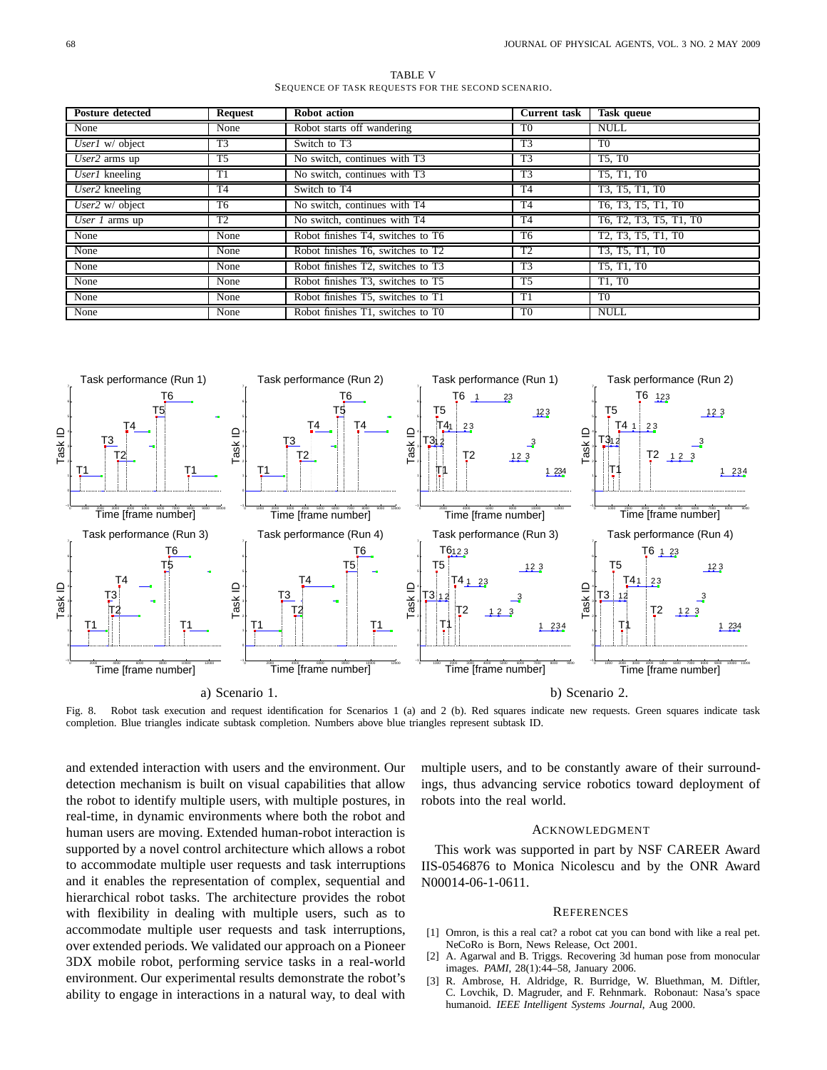TABLE V
SEQUENCE OF TASK REQUESTS FOR THE SECOND SCENARIO.

| Posture detected | Request | Robot action | Current task | Task queue |
|---|---|---|---|---|
| None | None | Robot starts off wandering | T0 | NULL |
| *User1* w/ object | T3 | Switch to T3 | T3 | T0 |
| *User2* arms up | T5 | No switch, continues with T3 | T3 | T5, T0 |
| *User1* kneeling | T1 | No switch, continues with T3 | T3 | T5, T1, T0 |
| *User2* kneeling | T4 | Switch to T4 | T4 | T3, T5, T1, T0 |
| *User2* w/ object | T6 | No switch, continues with T4 | T4 | T6, T3, T5, T1, T0 |
| *User 1* arms up | T2 | No switch, continues with T4 | T4 | T6, T2, T3, T5, T1, T0 |
| None | None | Robot finishes T4, switches to T6 | T6 | T2, T3, T5, T1, T0 |
| None | None | Robot finishes T6, switches to T2 | T2 | T3, T5, T1, T0 |
| None | None | Robot finishes T2, switches to T3 | T3 | T5, T1, T0 |
| None | None | Robot finishes T3, switches to T5 | T5 | T1, T0 |
| None | None | Robot finishes T5, switches to T1 | T1 | T0 |
| None | None | Robot finishes T1, switches to T0 | T0 | NULL |

a) Scenario 1. b) Scenario 2.

Fig. 8. Robot task execution and request identification for Scenarios 1 (a) and 2 (b). Red squares indicate new requests. Green squares indicate task completion. Blue triangles indicate subtask completion. Numbers above blue triangles represent subtask ID.

and extended interaction with users and the environment. Our detection mechanism is built on visual capabilities that allow the robot to identify multiple users, with multiple postures, in real-time, in dynamic environments where both the robot and human users are moving. Extended human-robot interaction is supported by a novel control architecture which allows a robot to accommodate multiple user requests and task interruptions and it enables the representation of complex, sequential and hierarchical robot tasks. The architecture provides the robot with flexibility in dealing with multiple users, such as to accommodate multiple user requests and task interruptions, over extended periods. We validated our approach on a Pioneer 3DX mobile robot, performing service tasks in a real-world environment. Our experimental results demonstrate the robot's ability to engage in interactions in a natural way, to deal with multiple users, and to be constantly aware of their surroundings, thus advancing service robotics toward deployment of robots into the real world.

## ACKNOWLEDGMENT

This work was supported in part by NSF CAREER Award IIS-0546876 to Monica Nicolescu and by the ONR Award N00014-06-1-0611.

## REFERENCES

[1] Omron, is this a real cat? a robot cat you can bond with like a real pet. NeCoRo is Born, News Release, Oct 2001.

[2] A. Agarwal and B. Triggs. Recovering 3d human pose from monocular images. *PAMI*, 28(1):44–58, January 2006.

[3] R. Ambrose, H. Aldridge, R. Burridge, W. Bluethman, M. Diftler, C. Lovchik, D. Magruder, and F. Rehnmark. Robonaut: Nasa's space humanoid. *IEEE Intelligent Systems Journal*, Aug 2000.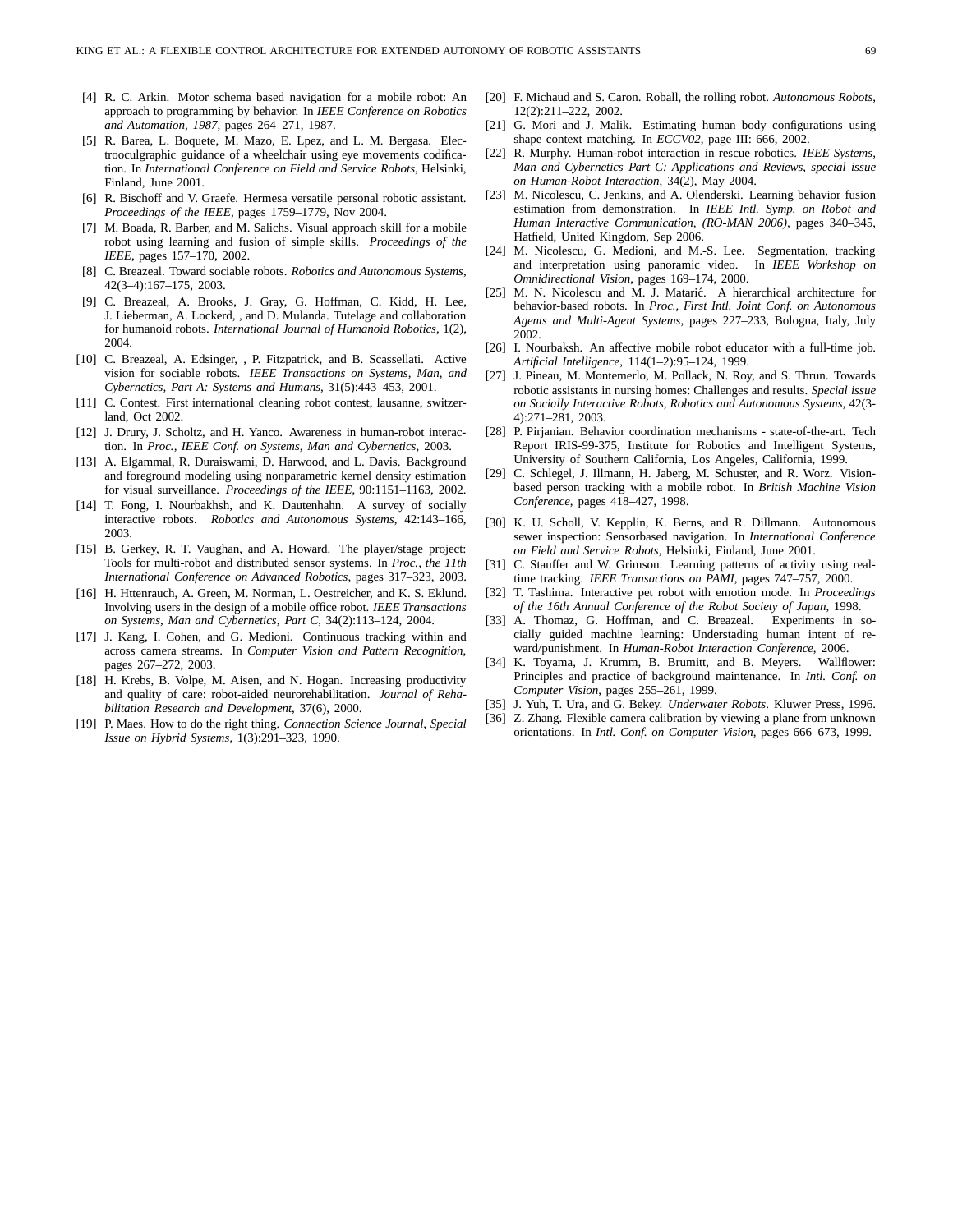[4] R. C. Arkin. Motor schema based navigation for a mobile robot: An approach to programming by behavior. In *IEEE Conference on Robotics and Automation, 1987*, pages 264–271, 1987.

[5] R. Barea, L. Boquete, M. Mazo, E. Lpez, and L. M. Bergasa. Electrooculgraphic guidance of a wheelchair using eye movements codification. In *International Conference on Field and Service Robots*, Helsinki, Finland, June 2001.

[6] R. Bischoff and V. Graefe. Hermesa versatile personal robotic assistant. *Proceedings of the IEEE*, pages 1759–1779, Nov 2004.

[7] M. Boada, R. Barber, and M. Salichs. Visual approach skill for a mobile robot using learning and fusion of simple skills. *Proceedings of the IEEE*, pages 157–170, 2002.

[8] C. Breazeal. Toward sociable robots. *Robotics and Autonomous Systems*, 42(3–4):167–175, 2003.

[9] C. Breazeal, A. Brooks, J. Gray, G. Hoffman, C. Kidd, H. Lee, J. Lieberman, A. Lockerd, , and D. Mulanda. Tutelage and collaboration for humanoid robots. *International Journal of Humanoid Robotics*, 1(2), 2004.

[10] C. Breazeal, A. Edsinger, , P. Fitzpatrick, and B. Scassellati. Active vision for sociable robots. *IEEE Transactions on Systems, Man, and Cybernetics, Part A: Systems and Humans*, 31(5):443–453, 2001.

[11] C. Contest. First international cleaning robot contest, lausanne, switzerland, Oct 2002.

[12] J. Drury, J. Scholtz, and H. Yanco. Awareness in human-robot interaction. In *Proc., IEEE Conf. on Systems, Man and Cybernetics*, 2003.

[13] A. Elgammal, R. Duraiswami, D. Harwood, and L. Davis. Background and foreground modeling using nonparametric kernel density estimation for visual surveillance. *Proceedings of the IEEE*, 90:1151–1163, 2002.

[14] T. Fong, I. Nourbakhsh, and K. Dautenhahn. A survey of socially interactive robots. *Robotics and Autonomous Systems*, 42:143–166, 2003.

[15] B. Gerkey, R. T. Vaughan, and A. Howard. The player/stage project: Tools for multi-robot and distributed sensor systems. In *Proc., the 11th International Conference on Advanced Robotics*, pages 317–323, 2003.

[16] H. Httenrauch, A. Green, M. Norman, L. Oestreicher, and K. S. Eklund. Involving users in the design of a mobile office robot. *IEEE Transactions on Systems, Man and Cybernetics, Part C*, 34(2):113–124, 2004.

[17] J. Kang, I. Cohen, and G. Medioni. Continuous tracking within and across camera streams. In *Computer Vision and Pattern Recognition*, pages 267–272, 2003.

[18] H. Krebs, B. Volpe, M. Aisen, and N. Hogan. Increasing productivity and quality of care: robot-aided neurorehabilitation. *Journal of Rehabilitation Research and Development*, 37(6), 2000.

[19] P. Maes. How to do the right thing. *Connection Science Journal, Special Issue on Hybrid Systems*, 1(3):291–323, 1990.

[20] F. Michaud and S. Caron. Roball, the rolling robot. *Autonomous Robots*, 12(2):211–222, 2002.

[21] G. Mori and J. Malik. Estimating human body configurations using shape context matching. In *ECCV02*, page III: 666, 2002.

[22] R. Murphy. Human-robot interaction in rescue robotics. *IEEE Systems, Man and Cybernetics Part C: Applications and Reviews, special issue on Human-Robot Interaction*, 34(2), May 2004.

[23] M. Nicolescu, C. Jenkins, and A. Olenderski. Learning behavior fusion estimation from demonstration. In *IEEE Intl. Symp. on Robot and Human Interactive Communication, (RO-MAN 2006)*, pages 340–345, Hatfield, United Kingdom, Sep 2006.

[24] M. Nicolescu, G. Medioni, and M.-S. Lee. Segmentation, tracking and interpretation using panoramic video. In *IEEE Workshop on Omnidirectional Vision*, pages 169–174, 2000.

[25] M. N. Nicolescu and M. J. Matarić. A hierarchical architecture for behavior-based robots. In *Proc., First Intl. Joint Conf. on Autonomous Agents and Multi-Agent Systems*, pages 227–233, Bologna, Italy, July 2002.

[26] I. Nourbaksh. An affective mobile robot educator with a full-time job. *Artificial Intelligence*, 114(1–2):95–124, 1999.

[27] J. Pineau, M. Montemerlo, M. Pollack, N. Roy, and S. Thrun. Towards robotic assistants in nursing homes: Challenges and results. *Special issue on Socially Interactive Robots, Robotics and Autonomous Systems*, 42(3-4):271–281, 2003.

[28] P. Pirjanian. Behavior coordination mechanisms - state-of-the-art. Tech Report IRIS-99-375, Institute for Robotics and Intelligent Systems, University of Southern California, Los Angeles, California, 1999.

[29] C. Schlegel, J. Illmann, H. Jaberg, M. Schuster, and R. Worz. Vision-based person tracking with a mobile robot. In *British Machine Vision Conference*, pages 418–427, 1998.

[30] K. U. Scholl, V. Kepplin, K. Berns, and R. Dillmann. Autonomous sewer inspection: Sensorbased navigation. In *International Conference on Field and Service Robots*, Helsinki, Finland, June 2001.

[31] C. Stauffer and W. Grimson. Learning patterns of activity using real-time tracking. *IEEE Transactions on PAMI*, pages 747–757, 2000.

[32] T. Tashima. Interactive pet robot with emotion mode. In *Proceedings of the 16th Annual Conference of the Robot Society of Japan*, 1998.

[33] A. Thomaz, G. Hoffman, and C. Breazeal. Experiments in socially guided machine learning: Understading human intent of reward/punishment. In *Human-Robot Interaction Conference*, 2006.

[34] K. Toyama, J. Krumm, B. Brumitt, and B. Meyers. Wallflower: Principles and practice of background maintenance. In *Intl. Conf. on Computer Vision*, pages 255–261, 1999.

[35] J. Yuh, T. Ura, and G. Bekey. *Underwater Robots*. Kluwer Press, 1996.

[36] Z. Zhang. Flexible camera calibration by viewing a plane from unknown orientations. In *Intl. Conf. on Computer Vision*, pages 666–673, 1999.